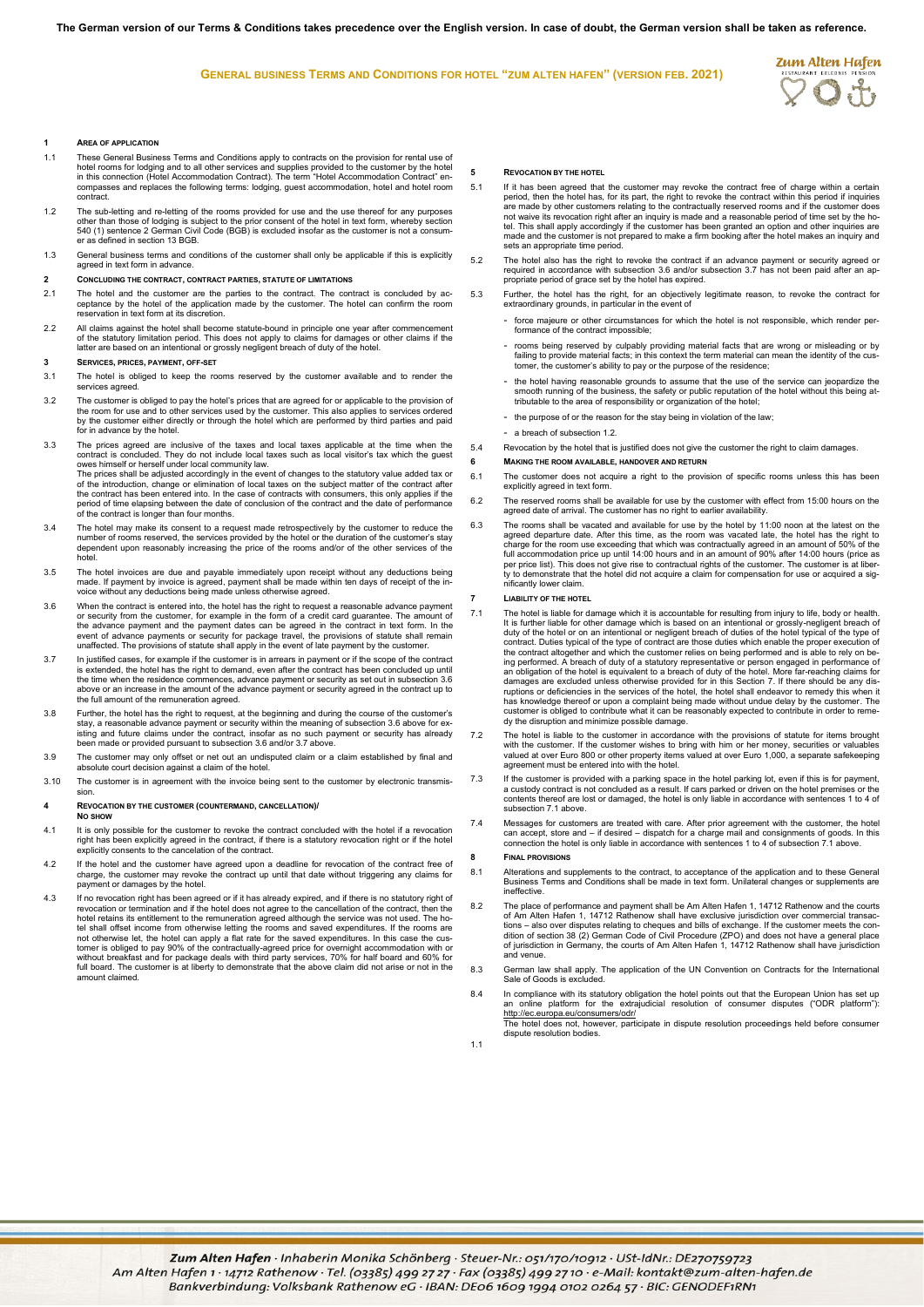**The German version of our Terms & Conditions takes precedence over the English version. In case of doubt, the German version shall be taken as reference.**

# GENERAL BUSINESS TERMS AND CONDITIONS FOR HOTEL "ZUM ALTEN HAFEN" (VERSION FEB. 2021)

## 1 AREA OF APPLICATION

1.1 These General Business Terms and Conditions apply to contracts on the provision for rental use of hotel rooms for lodging and to all other services and supplies provided to the customer by the hotel in this connection (Hotel Accommodation Contract). The term "Hotel Accommodation Contract" encompasses and replaces the following terms: lodging, guest accommodation, hotel and hotel room contract.

1.2 The sub-letting and re-letting of the rooms provided for use and the use thereof for any purposes other than those of lodging is subject to the prior consent of the hotel in text form, whereby section 540 (1) sentence 2 German Civil Code (BGB) is excluded insofar as the customer is not a consumer as defined in section 13 BGB.

1.3 General business terms and conditions of the customer shall only be applicable if this is explicitly agreed in text form in advance.

## 2 CONCLUDING THE CONTRACT, CONTRACT PARTIES, STATUTE OF LIMITATIONS

2.1 The hotel and the customer are the parties to the contract. The contract is concluded by acceptance by the hotel of the application made by the customer. The hotel can confirm the room reservation in text form at its discretion.

2.2 All claims against the hotel shall become statute-bound in principle one year after commencement of the statutory limitation period. This does not apply to claims for damages or other claims if the latter are based on an intentional or grossly negligent breach of duty of the hotel.

## 3 SERVICES, PRICES, PAYMENT, OFF-SET

3.1 The hotel is obliged to keep the rooms reserved by the customer available and to render the services agreed.

3.2 The customer is obliged to pay the hotel's prices that are agreed for or applicable to the provision of the room for use and to other services used by the customer. This also applies to services ordered by the customer either directly or through the hotel which are performed by third parties and paid for in advance by the hotel.

3.3 The prices agreed are inclusive of the taxes and local taxes applicable at the time when the contract is concluded. They do not include local taxes such as local visitor's tax which the guest owes himself or herself under local community law.
The prices shall be adjusted accordingly in the event of changes to the statutory value added tax or of the introduction, change or elimination of local taxes on the subject matter of the contract after the contract has been entered into. In the case of contracts with consumers, this only applies if the period of time elapsing between the date of conclusion of the contract and the date of performance of the contract is longer than four months.

3.4 The hotel may make its consent to a request made retrospectively by the customer to reduce the number of rooms reserved, the services provided by the hotel or the duration of the customer's stay dependent upon reasonably increasing the price of the rooms and/or of the other services of the hotel.

3.5 The hotel invoices are due and payable immediately upon receipt without any deductions being made. If payment by invoice is agreed, payment shall be made within ten days of receipt of the invoice without any deductions being made unless otherwise agreed.

3.6 When the contract is entered into, the hotel has the right to request a reasonable advance payment or security from the customer, for example in the form of a credit card guarantee. The amount of the advance payment and the payment dates can be agreed in the contract in text form. In the event of advance payments or security for package travel, the provisions of statute shall remain unaffected. The provisions of statute shall apply in the event of late payment by the customer.

3.7 In justified cases, for example if the customer is in arrears in payment or if the scope of the contract is extended, the hotel has the right to demand, even after the contract has been concluded up until the time when the residence commences, advance payment or security as set out in subsection 3.6 above or an increase in the amount of the advance payment or security agreed in the contract up to the full amount of the remuneration agreed.

3.8 Further, the hotel has the right to request, at the beginning and during the course of the customer's stay, a reasonable advance payment or security within the meaning of subsection 3.6 above for existing and future claims under the contract, insofar as no such payment or security has already been made or provided pursuant to subsection 3.6 and/or 3.7 above.

3.9 The customer may only offset or net out an undisputed claim or a claim established by final and absolute court decision against a claim of the hotel.

3.10 The customer is in agreement with the invoice being sent to the customer by electronic transmission.

## 4 REVOCATION BY THE CUSTOMER (COUNTERMAND, CANCELLATION)/ NO SHOW

4.1 It is only possible for the customer to revoke the contract concluded with the hotel if a revocation right has been explicitly agreed in the contract, if there is a statutory revocation right or if the hotel explicitly consents to the cancelation of the contract.

4.2 If the hotel and the customer have agreed upon a deadline for revocation of the contract free of charge, the customer may revoke the contract up until that date without triggering any claims for payment or damages by the hotel.

4.3 If no revocation right has been agreed or if it has already expired, and if there is no statutory right of revocation or termination and if the hotel does not agree to the cancellation of the contract, then the hotel retains its entitlement to the remuneration agreed although the service was not used. The hotel shall offset income from otherwise letting the rooms and saved expenditures. If the rooms are not otherwise let, the hotel can apply a flat rate for the saved expenditures. In this case the customer is obliged to pay 90% of the contractually-agreed price for overnight accommodation with or without breakfast and for package deals with third party services, 70% for half board and 60% for full board. The customer is at liberty to demonstrate that the above claim did not arise or not in the amount claimed.

## 5 REVOCATION BY THE HOTEL

5.1 If it has been agreed that the customer may revoke the contract free of charge within a certain period, then the hotel has, for its part, the right to revoke the contract within this period if inquiries are made by other customers relating to the contractually reserved rooms and if the customer does not waive its revocation right after an inquiry is made and a reasonable period of time set by the hotel. This shall apply accordingly if the customer has been granted an option and other inquiries are made and the customer is not prepared to make a firm booking after the hotel makes an inquiry and sets an appropriate time period.

5.2 The hotel also has the right to revoke the contract if an advance payment or security agreed or required in accordance with subsection 3.6 and/or subsection 3.7 has not been paid after an appropriate period of grace set by the hotel has expired.

5.3 Further, the hotel has the right, for an objectively legitimate reason, to revoke the contract for extraordinary grounds, in particular in the event of

- force majeure or other circumstances for which the hotel is not responsible, which render performance of the contract impossible;
- rooms being reserved by culpably providing material facts that are wrong or misleading or by failing to provide material facts; in this context the term material can mean the identity of the customer, the customer's ability to pay or the purpose of the residence;
- the hotel having reasonable grounds to assume that the use of the service can jeopardize the smooth running of the business, the safety or public reputation of the hotel without this being attributable to the area of responsibility or organization of the hotel;
- the purpose of or the reason for the stay being in violation of the law;
- a breach of subsection 1.2.

5.4 Revocation by the hotel that is justified does not give the customer the right to claim damages.

## 6 MAKING THE ROOM AVAILABLE, HANDOVER AND RETURN

6.1 The customer does not acquire a right to the provision of specific rooms unless this has been explicitly agreed in text form.

6.2 The reserved rooms shall be available for use by the customer with effect from 15:00 hours on the agreed date of arrival. The customer has no right to earlier availability.

6.3 The rooms shall be vacated and available for use by the hotel by 11:00 noon at the latest on the agreed departure date. After this time, as the room was vacated late, the hotel has the right to charge for the room use exceeding that which was contractually agreed in an amount of 50% of the full accommodation price up until 14:00 hours and in an amount of 90% after 14:00 hours (price as per price list). This does not give rise to contractual rights of the customer. The customer is at liberty to demonstrate that the hotel did not acquire a claim for compensation for use or acquired a significantly lower claim.

## 7 LIABILITY OF THE HOTEL

7.1 The hotel is liable for damage which it is accountable for resulting from injury to life, body or health. It is further liable for other damage which is based on an intentional or grossly-negligent breach of duty of the hotel or on an intentional or negligent breach of duties of the hotel typical of the type of contract. Duties typical of the type of contract are those duties which enable the proper execution of the contract altogether and which the customer relies on being performed and is able to rely on being performed. A breach of duty of a statutory representative or person engaged in performance of an obligation of the hotel is equivalent to a breach of duty of the hotel. More far-reaching claims for damages are excluded unless otherwise provided for in this Section 7. If there should be any disruptions or deficiencies in the services of the hotel, the hotel shall endeavor to remedy this when it has knowledge thereof or upon a complaint being made without undue delay by the customer. The customer is obliged to contribute what it can be reasonably expected to contribute in order to remedy the disruption and minimize possible damage.

7.2 The hotel is liable to the customer in accordance with the provisions of statute for items brought with the customer. If the customer wishes to bring with him or her money, securities or valuables valued at over Euro 800 or other property items valued at over Euro 1,000, a separate safekeeping agreement must be entered into with the hotel.

7.3 If the customer is provided with a parking space in the hotel parking lot, even if this is for payment, a custody contract is not concluded as a result. If cars parked or driven on the hotel premises or the contents thereof are lost or damaged, the hotel is only liable in accordance with sentences 1 to 4 of subsection 7.1 above.

7.4 Messages for customers are treated with care. After prior agreement with the customer, the hotel can accept, store and – if desired – dispatch for a charge mail and consignments of goods. In this connection the hotel is only liable in accordance with sentences 1 to 4 of subsection 7.1 above.

## 8 FINAL PROVISIONS

8.1 Alterations and supplements to the contract, to acceptance of the application and to these General Business Terms and Conditions shall be made in text form. Unilateral changes or supplements are ineffective.

8.2 The place of performance and payment shall be Am Alten Hafen 1, 14712 Rathenow and the courts of Am Alten Hafen 1, 14712 Rathenow shall have exclusive jurisdiction over commercial transactions – also over disputes relating to cheques and bills of exchange. If the customer meets the condition of section 38 (2) German Code of Civil Procedure (ZPO) and does not have a general place of jurisdiction in Germany, the courts of Am Alten Hafen 1, 14712 Rathenow shall have jurisdiction and venue.

8.3 German law shall apply. The application of the UN Convention on Contracts for the International Sale of Goods is excluded.

8.4 In compliance with its statutory obligation the hotel points out that the European Union has set up an online platform for the extrajudicial resolution of consumer disputes ("ODR platform"): http://ec.europa.eu/consumers/odr/
The hotel does not, however, participate in dispute resolution proceedings held before consumer dispute resolution bodies.

1.1

*Zum Alten Hafen* · Inhaberin Monika Schönberg · Steuer-Nr.: 051/170/10912 · USt-IdNr.: DE270759723
Am Alten Hafen 1 · 14712 Rathenow · Tel. (03385) 499 27 27 · Fax (03385) 499 27 10 · e-Mail: kontakt@zum-alten-hafen.de
Bankverbindung: Volksbank Rathenow eG · IBAN: DE06 1609 1994 0102 0264 57 · BIC: GENODEF1RN1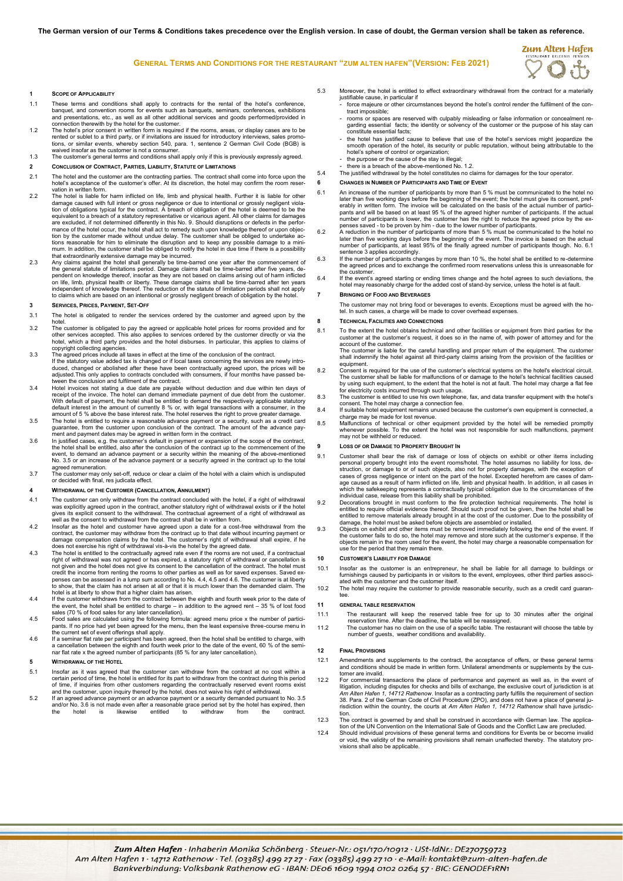**The German version of our Terms & Conditions takes precedence over the English version. In case of doubt, the German version shall be taken as reference.**

# General Terms and Conditions for the restaurant "zum alten hafen"(Version: Feb 2021)

## 1 Scope of Applicability

1.1 These terms and conditions shall apply to contracts for the rental of the hotel's conference, banquet, and convention rooms for events such as banquets, seminars, conferences, exhibitions and presentations, etc., as well as all other additional services and goods performed/provided in connection therewith by the hotel for the customer.

1.2 The hotel's prior consent in written form is required if the rooms, areas, or display cases are to be rented or sublet to a third party, or if invitations are issued for introductory interviews, sales promotions, or similar events, whereby section 540, para. 1, sentence 2 German Civil Code (BGB) is waived insofar as the customer is not a consumer.

1.3 The customer's general terms and conditions shall apply only if this is previously expressly agreed.

## 2 Conclusion of Contract, Parties, Liability, Statute of Limitations

2.1 The hotel and the customer are the contracting parties. The contract shall come into force upon the hotel's acceptance of the customer's offer. At its discretion, the hotel may confirm the room reservation in written form.

2.2 The hotel is liable for harm inflicted on life, limb and physical health. Further it is liable for other damage caused with full intent or gross negligence or due to intentional or grossly negligent violation of obligations typical for the contract. A breach of obligation of the hotel is deemed to be the equivalent to a breach of a statutory representative or vicarious agent. All other claims for damages are excluded, if not determined differently in this No. 9. Should disruptions or defects in the performance of the hotel occur, the hotel shall act to remedy such upon knowledge thereof or upon objection by the customer made without undue delay. The customer shall be obliged to undertake actions reasonable for him to eliminate the disruption and to keep any possible damage to a minimum. In addition, the customer shall be obliged to notify the hotel in due time if there is a possibility that extraordinarily extensive damage may be incurred.

2.3 Any claims against the hotel shall generally be time-barred one year after the commencement of the general statute of limitations period. Damage claims shall be time-barred after five years, dependent on knowledge thereof, insofar as they are not based on claims arising out of harm inflicted on life, limb, physical health or liberty. These damage claims shall be time-barred after ten years independent of knowledge thereof. The reduction of the statute of limitation periods shall not apply to claims which are based on an intentional or grossly negligent breach of obligation by the hotel.

## 3 Services, Prices, Payment, Set-Off

3.1 The hotel is obligated to render the services ordered by the customer and agreed upon by the hotel.

3.2 The customer is obligated to pay the agreed or applicable hotel prices for rooms provided and for other services accepted. This also applies to services ordered by the customer directly or via the hotel, which a third party provides and the hotel disburses. In particular, this applies to claims of copyright collecting agencies.

3.3 The agreed prices include all taxes in effect at the time of the conclusion of the contract. If the statutory value added tax is changed or if local taxes concerning the services are newly introduced, changed or abolished after these have been contractually agreed upon, the prices will be adjusted.This only applies to contracts concluded with consumers, if four months have passed between the conclusion and fulfilment of the contract.

3.4 Hotel invoices not stating a due date are payable without deduction and due within ten days of receipt of the invoice. The hotel can demand immediate payment of due debt from the customer. With default of payment, the hotel shall be entitled to demand the respectively applicable statutory default interest in the amount of currently 8 % or, with legal transactions with a consumer, in the amount of 5 % above the base interest rate. The hotel reserves the right to prove greater damage.

3.5 The hotel is entitled to require a reasonable advance payment or a security, such as a credit card guarantee, from the customer upon conclusion of the contract. The amount of the advance payment and payment dates may be agreed in written form in the contract.

3.6 In justified cases, e.g. the customer's default in payment or expansion of the scope of the contract, the hotel shall be entitled, also after the conclusion of the contract up to the commencement of the event, to demand an advance payment or a security within the meaning of the above-mentioned No. 3.5 or an increase of the advance payment or a security agreed in the contract up to the total agreed remuneration.

3.7 The customer may only set-off, reduce or clear a claim of the hotel with a claim which is undisputed or decided with final, res judicata effect.

## 4 Withdrawal of the Customer (Cancellation, Annulment)

4.1 The customer can only withdraw from the contract concluded with the hotel, if a right of withdrawal was explicitly agreed upon in the contract, another statutory right of withdrawal exists or if the hotel gives its explicit consent to the withdrawal. The contractual agreement of a right of withdrawal as well as the consent to withdrawal from the contract shall be in written from.

4.2 Insofar as the hotel and customer have agreed upon a date for a cost-free withdrawal from the contract, the customer may withdraw from the contract up to that date without incurring payment or damage compensation claims by the hotel. The customer's right of withdrawal shall expire, if he does not exercise his right of withdrawal vis-à-vis the hotel by the agreed date.

4.3 The hotel is entitled to the contractually agreed rate even if the rooms are not used, if a contractual right of withdrawal was not agreed or has expired, a statutory right of withdrawal or cancellation is not given and the hotel does not give its consent to the cancellation of the contract. The hotel must credit the income from renting the rooms to other parties as well as for saved expenses. Saved expenses can be assessed in a lump sum according to No. 4.4, 4.5 and 4.6. The customer is at liberty to show, that the claim has not arisen at all or that it is much lower than the demanded claim. The hotel is at liberty to show that a higher claim has arisen.

4.4 If the customer withdraws from the contract between the eighth and fourth week prior to the date of the event, the hotel shall be entitled to charge – in addition to the agreed rent – 35 % of lost food sales (70 % of food sales for any later cancellation).

4.5 Food sales are calculated using the following formula: agreed menu price x the number of participants. If no price had yet been agreed for the menu, then the least expensive three-course menu in the current set of event offerings shall apply.

4.6 If a seminar flat rate per participant has been agreed, then the hotel shall be entitled to charge, with a cancellation between the eighth and fourth week prior to the date of the event, 60 % of the seminar flat rate x the agreed number of participants (85 % for any later cancellation).

## 5 Withdrawal of the Hotel

5.1 Insofar as it was agreed that the customer can withdraw from the contract at no cost within a certain period of time, the hotel is entitled for its part to withdraw from the contract during this period of time, if inquiries from other customers regarding the contractually reserved event rooms exist and the customer, upon inquiry thereof by the hotel, does not waive his right of withdrawal.

5.2 If an agreed advance payment or an advance payment or a security demanded pursuant to No. 3.5 and/or No. 3.6 is not made even after a reasonable grace period set by the hotel has expired, then the hotel is likewise entitled to withdraw from the contract.

5.3 Moreover, the hotel is entitled to effect extraordinary withdrawal from the contract for a materially justifiable cause, in particular if

- force majeure or other circumstances beyond the hotel's control render the fulfilment of the contract impossible;
- rooms or spaces are reserved with culpably misleading or false information or concealment regarding essential facts; the identity or solvency of the customer or the purpose of his stay can constitute essential facts;
- the hotel has justified cause to believe that use of the hotel's services might jeopardize the smooth operation of the hotel, its security or public reputation, without being attributable to the hotel's sphere of control or organization;
- the purpose or the cause of the stay is illegal;
- there is a breach of the above-mentioned No. 1.2.

5.4 The justified withdrawal by the hotel constitutes no claims for damages for the tour operator.

## 6 Changes in Number of Participants and Time of Event

6.1 An increase of the number of participants by more than 5 % must be communicated to the hotel no later than five working days before the beginning of the event; the hotel must give its consent, preferably in written form. The invoice will be calculated on the basis of the actual number of participants and will be based on at least 95 % of the agreed higher number of participants. If the actual number of participants is lower, the customer has the right to reduce the agreed price by the expenses saved - to be proven by him - due to the lower number of participants.

6.2 A reduction in the number of participants of more than 5 % must be communicated to the hotel no later than five working days before the beginning of the event. The invoice is based on the actual number of participants, at least 95% of the finally agreed number of participants though. No. 6.1 sentence 3 applies accordingly.

6.3 If the number of participants changes by more than 10 %, the hotel shall be entitled to re-determine the agreed prices and to exchange the confirmed room reservations unless this is unreasonable for the customer.

6.4 If the event's agreed starting or ending times change and the hotel agrees to such deviations, the hotel may reasonably charge for the added cost of stand-by service, unless the hotel is at fault.

## 7 Bringing of Food and Beverages

The customer may not bring food or beverages to events. Exceptions must be agreed with the hotel. In such cases, a charge will be made to cover overhead expenses.

## 8 Technical Facilities and Connections

8.1 To the extent the hotel obtains technical and other facilities or equipment from third parties for the customer at the customer's request, it does so in the name of, with power of attorney and for the account of the customer.
The customer is liable for the careful handling and proper return of the equipment. The customer shall indemnify the hotel against all third-party claims arising from the provision of the facilities or equipment.

8.2 Consent is required for the use of the customer's electrical systems on the hotel's electrical circuit. The customer shall be liable for malfunctions of or damage to the hotel's technical facilities caused by using such equipment, to the extent that the hotel is not at fault. The hotel may charge a flat fee for electricity costs incurred through such usage.

8.3 The customer is entitled to use his own telephone, fax, and data transfer equipment with the hotel's consent. The hotel may charge a connection fee.

8.4 If suitable hotel equipment remains unused because the customer's own equipment is connected, a charge may be made for lost revenue.

8.5 Malfunctions of technical or other equipment provided by the hotel will be remedied promptly whenever possible. To the extent the hotel was not responsible for such malfunctions, payment may not be withheld or reduced.

## 9 Loss of or Damage to Property Brought In

9.1 Customer shall bear the risk of damage or loss of objects on exhibit or other items including personal property brought into the event rooms/hotel. The hotel assumes no liability for loss, destruction, or damage to or of such objects, also not for property damages, with the exception of cases of gross negligence or intent on the part of the hotel. Excepted herefrom are cases of damage caused as a result of harm inflicted on life, limb and physical health. In addition, in all cases in which the safekeeping represents a contractually typical obligation due to the circumstances of the individual case, release from this liability shall be prohibited.

9.2 Decorations brought in must conform to the fire protection technical requirements. The hotel is entitled to require official evidence thereof. Should such proof not be given, then the hotel shall be entitled to remove materials already brought in at the cost of the customer. Due to the possibility of damage, the hotel must be asked before objects are assembled or installed.

9.3 Objects on exhibit and other items must be removed immediately following the end of the event. If the customer fails to do so, the hotel may remove and store such at the customer's expense. If the objects remain in the room used for the event, the hotel may charge a reasonable compensation for use for the period that they remain there.

## 10 Customer's Liability for Damage

10.1 Insofar as the customer is an entrepreneur, he shall be liable for all damage to buildings or furnishings caused by participants in or visitors to the event, employees, other third parties associated with the customer and the customer itself.

10.2 The hotel may require the customer to provide reasonable security, such as a credit card guarantee.

## 11 General Table Reservation

11.1 The restaurant will keep the reserved table free for up to 30 minutes after the original reservation time. After the deadline, the table will be reassigned.

11.2 The customer has no claim on the use of a specific table. The restaurant will choose the table by number of guests, weather conditions and availability.

## 12 Final Provisions

12.1 Amendments and supplements to the contract, the acceptance of offers, or these general terms and conditions should be made in written form. Unilateral amendments or supplements by the customer are invalid.

12.2 For commercial transactions the place of performance and payment as well as, in the event of litigation, including disputes for checks and bills of exchange, the exclusive court of jurisdiction is at *Am Alten Hafen 1, 14712 Rathenow*. Insofar as a contracting party fulfills the requirement of section 38. Para. 2 of the German Code of Civil Procedure (ZPO), and does not have a place of general jurisdiction within the country, the courts at *Am Alten Hafen 1, 14712 Rathenow* shall have jurisdiction.

12.3 The contract is governed by and shall be construed in accordance with German law. The application of the UN Convention on the International Sale of Goods and the Conflict Law are precluded.

12.4 Should individual provisions of these general terms and conditions for Events be or become invalid or void, the validity of the remaining provisions shall remain unaffected thereby. The statutory provisions shall also be applicable.

*Zum Alten Hafen · Inhaberin Monika Schönberg · Steuer-Nr.: 051/170/10912 · USt-IdNr.: DE270759723*
*Am Alten Hafen 1 · 14712 Rathenow · Tel. (03385) 499 27 27 · Fax (03385) 499 27 10 · e-Mail: kontakt@zum-alten-hafen.de*
*Bankverbindung: Volksbank Rathenow eG · IBAN: DE06 1609 1994 0102 0264 57 · BIC: GENODEF1RN1*